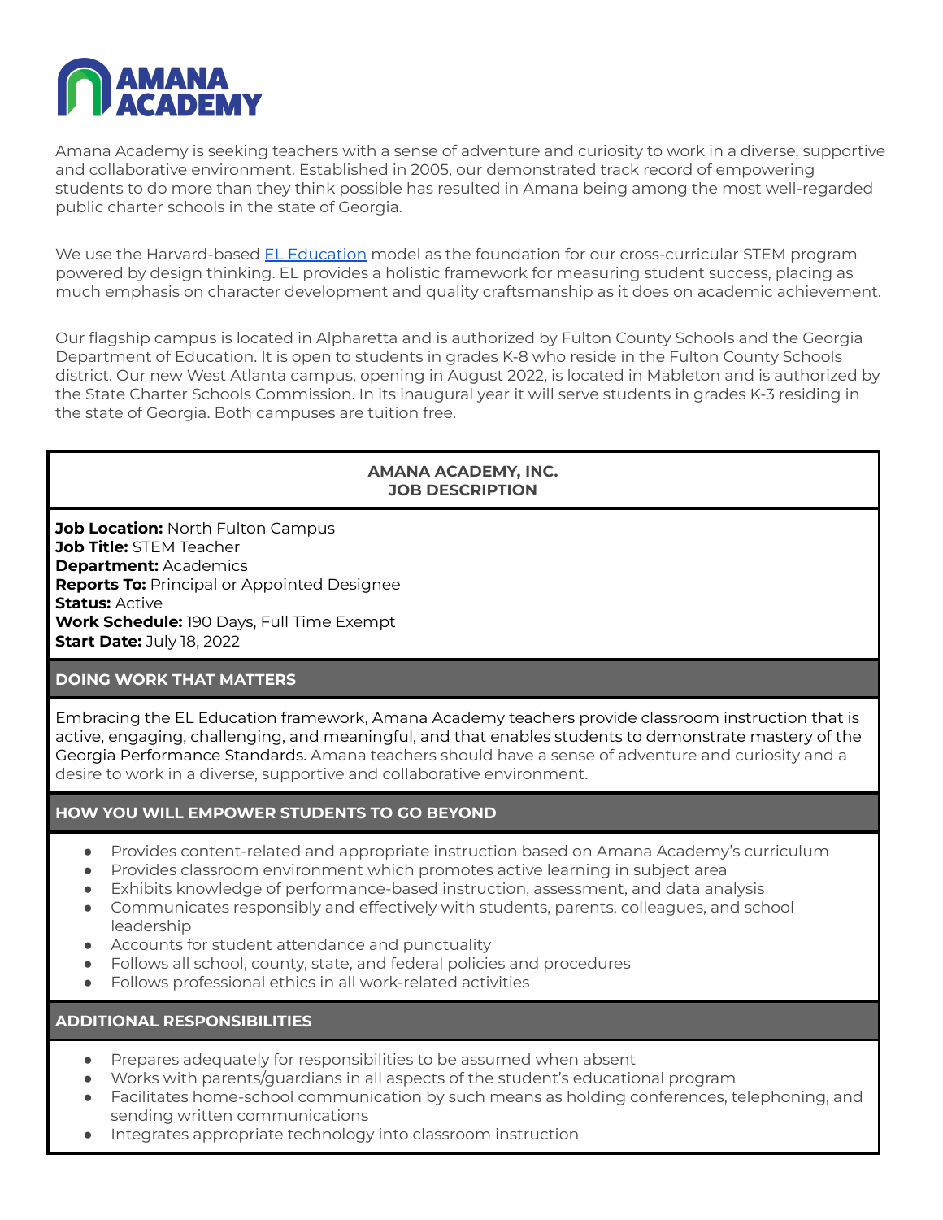# AMANA ACADEMY

Amana Academy is seeking teachers with a sense of adventure and curiosity to work in a diverse, supportive and collaborative environment. Established in 2005, our demonstrated track record of empowering students to do more than they think possible has resulted in Amana being among the most well-regarded public charter schools in the state of Georgia.

We use the Harvard-based [EL Education](EL Education) model as the foundation for our cross-curricular STEM program powered by design thinking. EL provides a holistic framework for measuring student success, placing as much emphasis on character development and quality craftsmanship as it does on academic achievement.

Our flagship campus is located in Alpharetta and is authorized by Fulton County Schools and the Georgia Department of Education. It is open to students in grades K-8 who reside in the Fulton County Schools district. Our new West Atlanta campus, opening in August 2022, is located in Mableton and is authorized by the State Charter Schools Commission. In its inaugural year it will serve students in grades K-3 residing in the state of Georgia. Both campuses are tuition free.

## AMANA ACADEMY, INC.
## JOB DESCRIPTION

**Job Location:** North Fulton Campus
**Job Title:** STEM Teacher
**Department:** Academics
**Reports To:** Principal or Appointed Designee
**Status:** Active
**Work Schedule:** 190 Days, Full Time Exempt
**Start Date:** July 18, 2022

### DOING WORK THAT MATTERS

Embracing the EL Education framework, Amana Academy teachers provide classroom instruction that is active, engaging, challenging, and meaningful, and that enables students to demonstrate mastery of the Georgia Performance Standards. Amana teachers should have a sense of adventure and curiosity and a desire to work in a diverse, supportive and collaborative environment.

### HOW YOU WILL EMPOWER STUDENTS TO GO BEYOND

- Provides content-related and appropriate instruction based on Amana Academy's curriculum
- Provides classroom environment which promotes active learning in subject area
- Exhibits knowledge of performance-based instruction, assessment, and data analysis
- Communicates responsibly and effectively with students, parents, colleagues, and school leadership
- Accounts for student attendance and punctuality
- Follows all school, county, state, and federal policies and procedures
- Follows professional ethics in all work-related activities

### ADDITIONAL RESPONSIBILITIES

- Prepares adequately for responsibilities to be assumed when absent
- Works with parents/guardians in all aspects of the student's educational program
- Facilitates home-school communication by such means as holding conferences, telephoning, and sending written communications
- Integrates appropriate technology into classroom instruction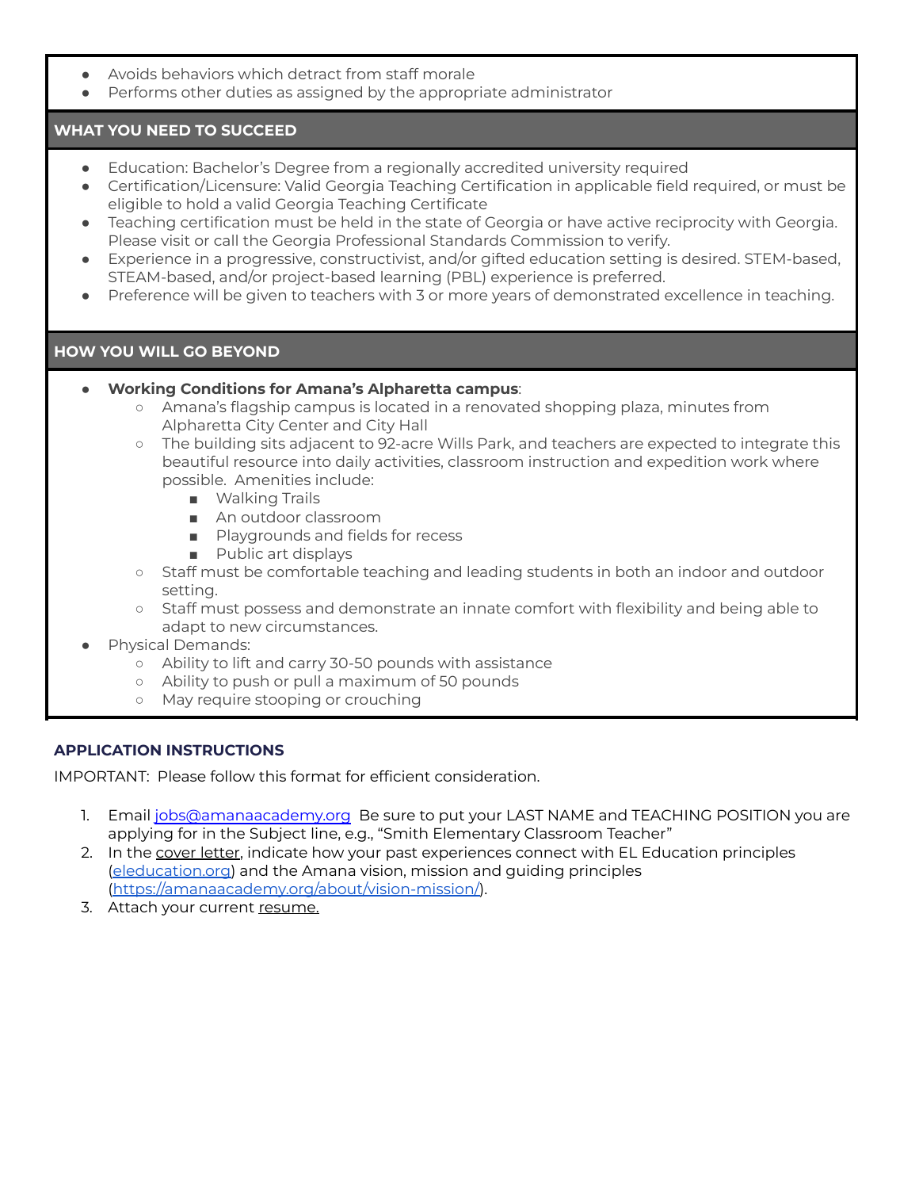- Avoids behaviors which detract from staff morale
- Performs other duties as assigned by the appropriate administrator

## WHAT YOU NEED TO SUCCEED

- Education: Bachelor's Degree from a regionally accredited university required
- Certification/Licensure: Valid Georgia Teaching Certification in applicable field required, or must be eligible to hold a valid Georgia Teaching Certificate
- Teaching certification must be held in the state of Georgia or have active reciprocity with Georgia. Please visit or call the Georgia Professional Standards Commission to verify.
- Experience in a progressive, constructivist, and/or gifted education setting is desired. STEM-based, STEAM-based, and/or project-based learning (PBL) experience is preferred.
- Preference will be given to teachers with 3 or more years of demonstrated excellence in teaching.

## HOW YOU WILL GO BEYOND

- **Working Conditions for Amana's Alpharetta campus**:
  - Amana's flagship campus is located in a renovated shopping plaza, minutes from Alpharetta City Center and City Hall
  - The building sits adjacent to 92-acre Wills Park, and teachers are expected to integrate this beautiful resource into daily activities, classroom instruction and expedition work where possible. Amenities include:
    - Walking Trails
    - An outdoor classroom
    - Playgrounds and fields for recess
    - Public art displays
  - Staff must be comfortable teaching and leading students in both an indoor and outdoor setting.
  - Staff must possess and demonstrate an innate comfort with flexibility and being able to adapt to new circumstances.
- Physical Demands:
  - Ability to lift and carry 30-50 pounds with assistance
  - Ability to push or pull a maximum of 50 pounds
  - May require stooping or crouching

## APPLICATION INSTRUCTIONS

IMPORTANT: Please follow this format for efficient consideration.

1. Email [jobs@amanaacademy.org](mailto:jobs@amanaacademy.org) Be sure to put your LAST NAME and TEACHING POSITION you are applying for in the Subject line, e.g., "Smith Elementary Classroom Teacher"
2. In the cover letter, indicate how your past experiences connect with EL Education principles ([eleducation.org](http://eleducation.org)) and the Amana vision, mission and guiding principles ([https://amanaacademy.org/about/vision-mission/](https://amanaacademy.org/about/vision-mission/)).
3. Attach your current resume.